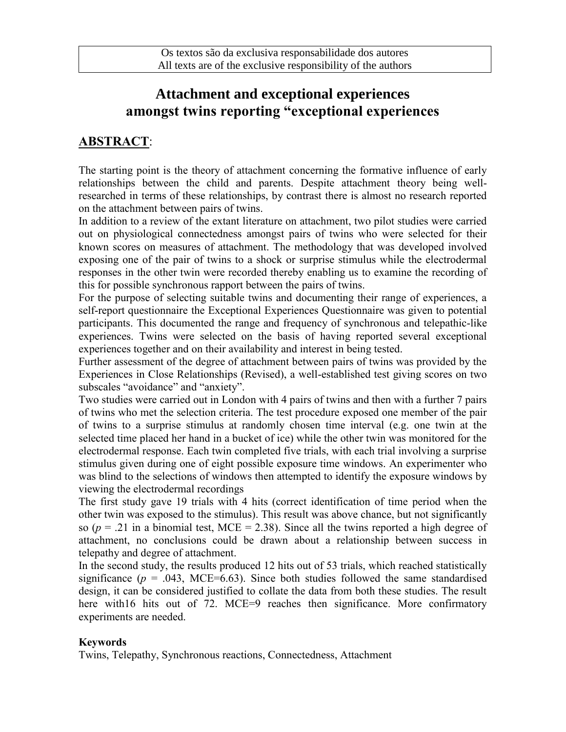Os textos são da exclusiva responsabilidade dos autores
All texts are of the exclusive responsibility of the authors

# Attachment and exceptional experiences amongst twins reporting "exceptional experiences

## ABSTRACT:

The starting point is the theory of attachment concerning the formative influence of early relationships between the child and parents. Despite attachment theory being well-researched in terms of these relationships, by contrast there is almost no research reported on the attachment between pairs of twins.

In addition to a review of the extant literature on attachment, two pilot studies were carried out on physiological connectedness amongst pairs of twins who were selected for their known scores on measures of attachment. The methodology that was developed involved exposing one of the pair of twins to a shock or surprise stimulus while the electrodermal responses in the other twin were recorded thereby enabling us to examine the recording of this for possible synchronous rapport between the pairs of twins.

For the purpose of selecting suitable twins and documenting their range of experiences, a self-report questionnaire the Exceptional Experiences Questionnaire was given to potential participants. This documented the range and frequency of synchronous and telepathic-like experiences. Twins were selected on the basis of having reported several exceptional experiences together and on their availability and interest in being tested.

Further assessment of the degree of attachment between pairs of twins was provided by the Experiences in Close Relationships (Revised), a well-established test giving scores on two subscales "avoidance" and "anxiety".

Two studies were carried out in London with 4 pairs of twins and then with a further 7 pairs of twins who met the selection criteria. The test procedure exposed one member of the pair of twins to a surprise stimulus at randomly chosen time interval (e.g. one twin at the selected time placed her hand in a bucket of ice) while the other twin was monitored for the electrodermal response. Each twin completed five trials, with each trial involving a surprise stimulus given during one of eight possible exposure time windows. An experimenter who was blind to the selections of windows then attempted to identify the exposure windows by viewing the electrodermal recordings

The first study gave 19 trials with 4 hits (correct identification of time period when the other twin was exposed to the stimulus). This result was above chance, but not significantly so ($p$ = .21 in a binomial test, MCE = 2.38). Since all the twins reported a high degree of attachment, no conclusions could be drawn about a relationship between success in telepathy and degree of attachment.

In the second study, the results produced 12 hits out of 53 trials, which reached statistically significance ($p$ = .043, MCE=6.63). Since both studies followed the same standardised design, it can be considered justified to collate the data from both these studies. The result here with16 hits out of 72. MCE=9 reaches then significance. More confirmatory experiments are needed.

**Keywords**

Twins, Telepathy, Synchronous reactions, Connectedness, Attachment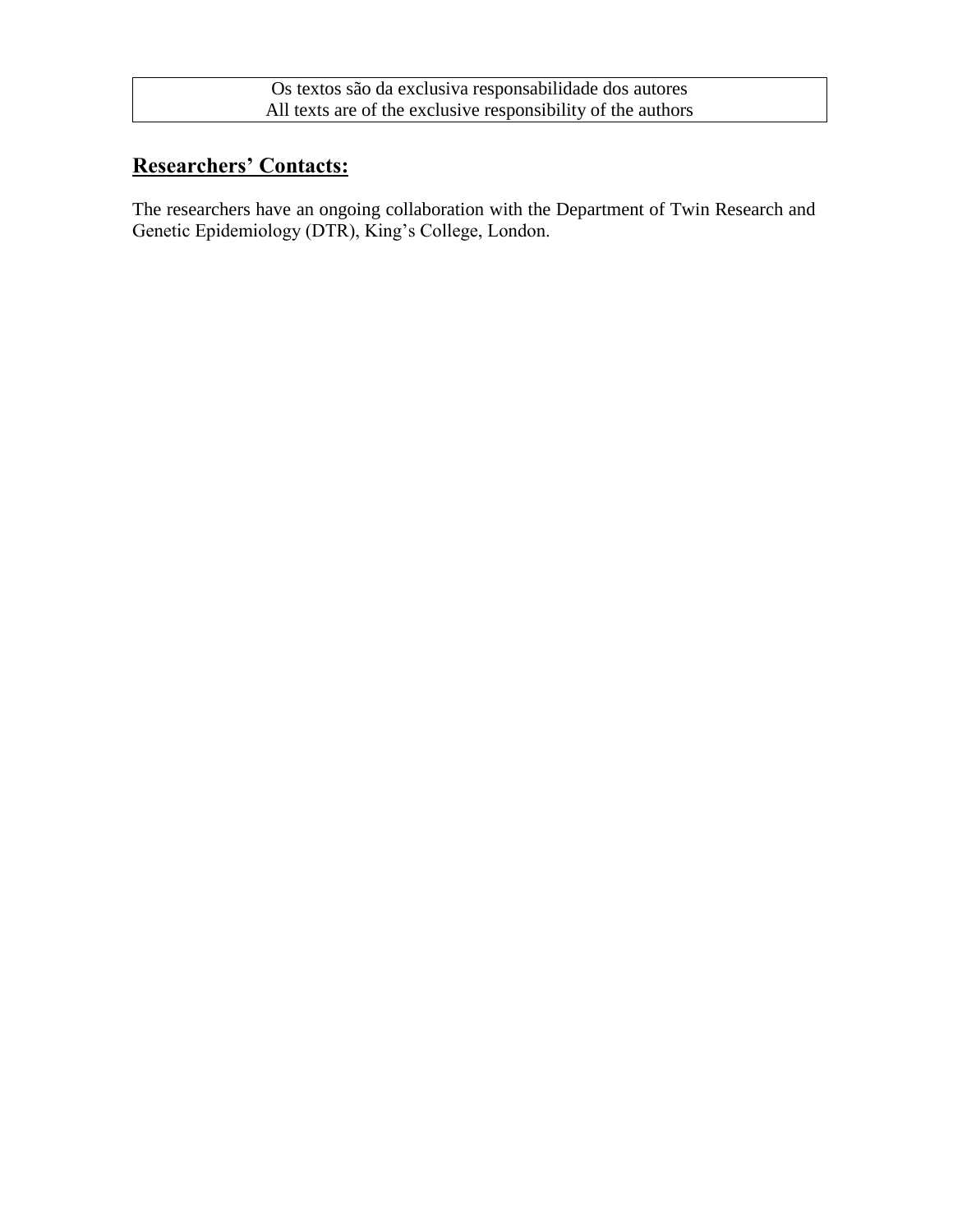Os textos são da exclusiva responsabilidade dos autores
All texts are of the exclusive responsibility of the authors

## Researchers' Contacts:

The researchers have an ongoing collaboration with the Department of Twin Research and Genetic Epidemiology (DTR), King's College, London.